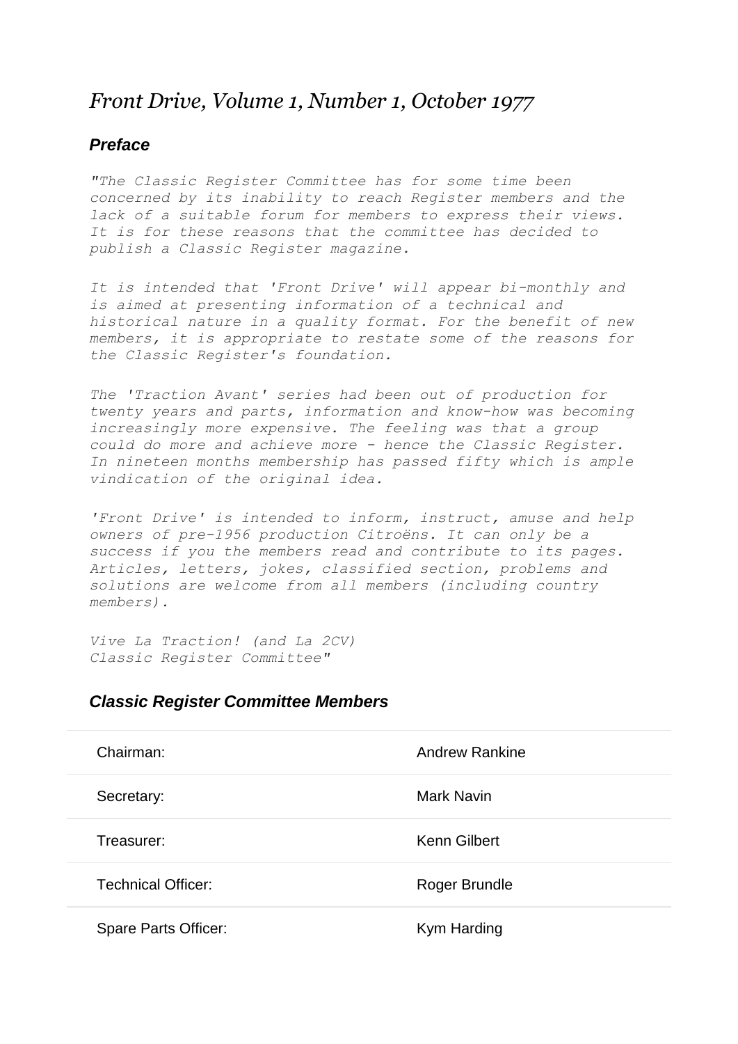# *Front Drive, Volume 1, Number 1, October 1977*

### ***Preface***

*"The Classic Register Committee has for some time been concerned by its inability to reach Register members and the lack of a suitable forum for members to express their views. It is for these reasons that the committee has decided to publish a Classic Register magazine.*

*It is intended that 'Front Drive' will appear bi-monthly and is aimed at presenting information of a technical and historical nature in a quality format. For the benefit of new members, it is appropriate to restate some of the reasons for the Classic Register's foundation.*

*The 'Traction Avant' series had been out of production for twenty years and parts, information and know-how was becoming increasingly more expensive. The feeling was that a group could do more and achieve more - hence the Classic Register. In nineteen months membership has passed fifty which is ample vindication of the original idea.*

*'Front Drive' is intended to inform, instruct, amuse and help owners of pre-1956 production Citroëns. It can only be a success if you the members read and contribute to its pages. Articles, letters, jokes, classified section, problems and solutions are welcome from all members (including country members).*

*Vive La Traction! (and La 2CV)*
*Classic Register Committee"*

### ***Classic Register Committee Members***

| | |
|---|---|
| Chairman: | Andrew Rankine |
| Secretary: | Mark Navin |
| Treasurer: | Kenn Gilbert |
| Technical Officer: | Roger Brundle |
| Spare Parts Officer: | Kym Harding |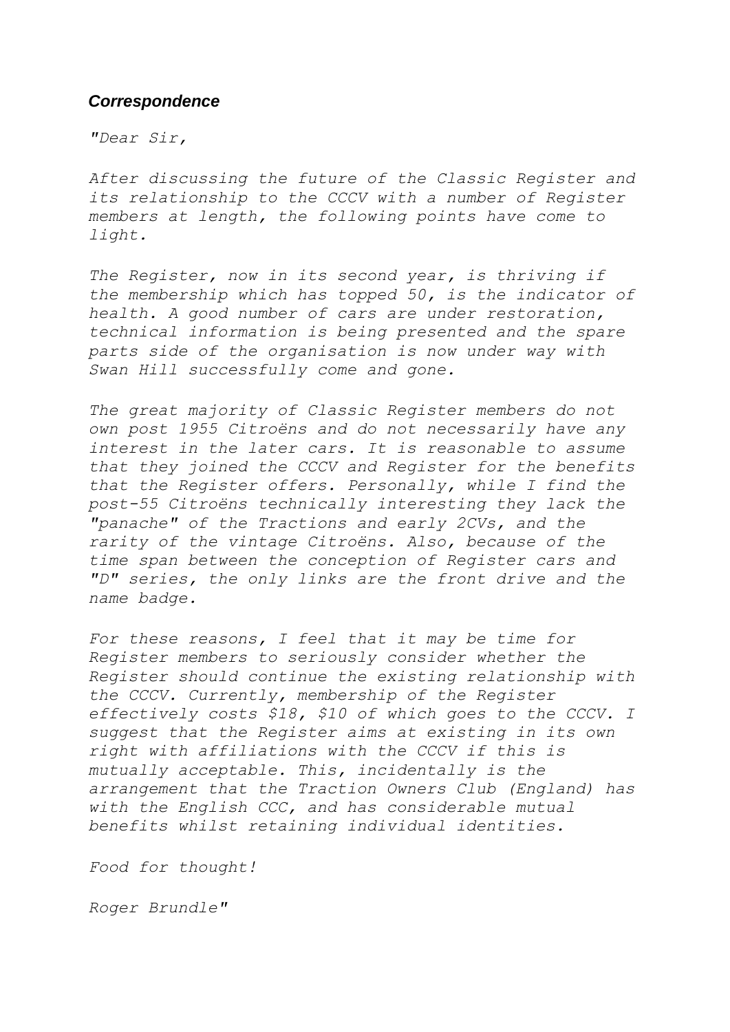### *Correspondence*

*"Dear Sir,*

*After discussing the future of the Classic Register and its relationship to the CCCV with a number of Register members at length, the following points have come to light.*

*The Register, now in its second year, is thriving if the membership which has topped 50, is the indicator of health. A good number of cars are under restoration, technical information is being presented and the spare parts side of the organisation is now under way with Swan Hill successfully come and gone.*

*The great majority of Classic Register members do not own post 1955 Citroëns and do not necessarily have any interest in the later cars. It is reasonable to assume that they joined the CCCV and Register for the benefits that the Register offers. Personally, while I find the post-55 Citroëns technically interesting they lack the "panache" of the Tractions and early 2CVs, and the rarity of the vintage Citroëns. Also, because of the time span between the conception of Register cars and "D" series, the only links are the front drive and the name badge.*

*For these reasons, I feel that it may be time for Register members to seriously consider whether the Register should continue the existing relationship with the CCCV. Currently, membership of the Register effectively costs $18, $10 of which goes to the CCCV. I suggest that the Register aims at existing in its own right with affiliations with the CCCV if this is mutually acceptable. This, incidentally is the arrangement that the Traction Owners Club (England) has with the English CCC, and has considerable mutual benefits whilst retaining individual identities.*

*Food for thought!*

*Roger Brundle"*